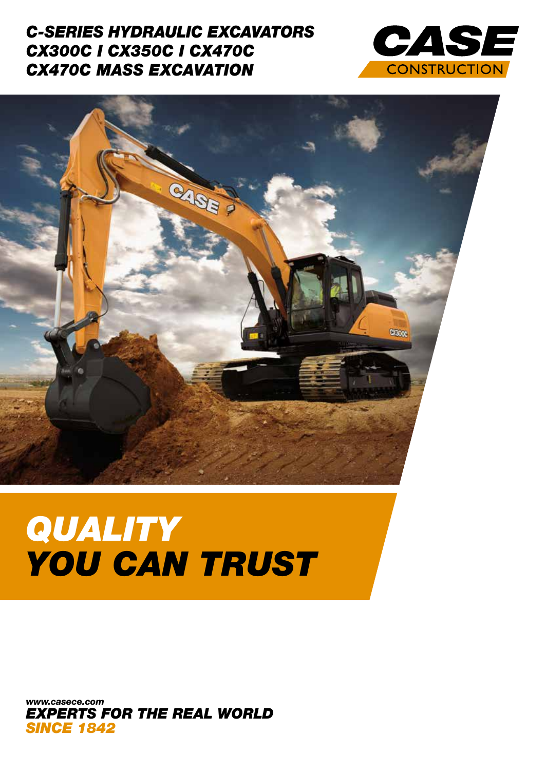# C-SERIES HYDRAULIC EXCAVATORS
# CX300C I CX350C I CX470C
# CX470C MASS EXCAVATION

CASE CONSTRUCTION

# QUALITY YOU CAN TRUST

www.casece.com

**EXPERTS FOR THE REAL WORLD**

**SINCE 1842**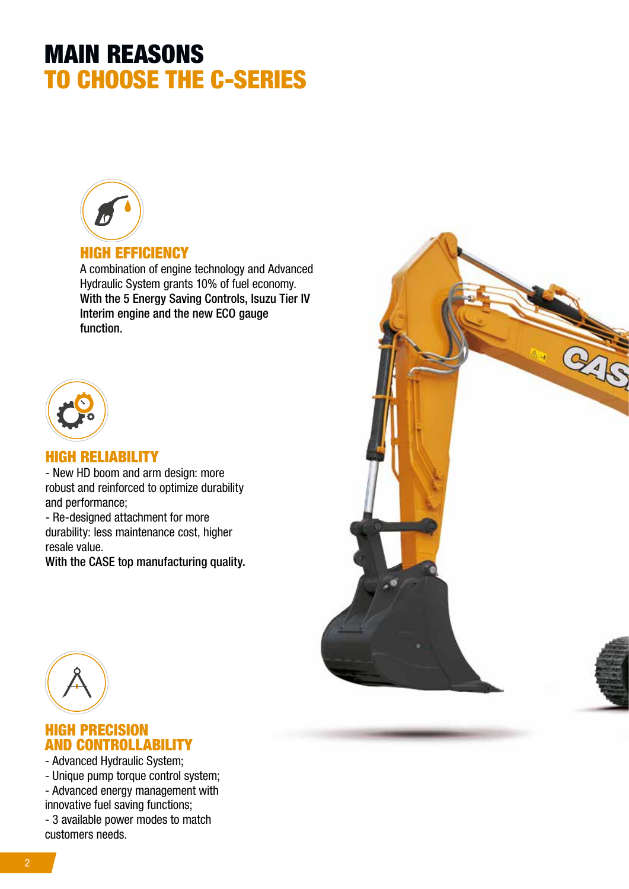# MAIN REASONS
# TO CHOOSE THE C-SERIES

## HIGH EFFICIENCY

A combination of engine technology and Advanced Hydraulic System grants 10% of fuel economy.
**With the 5 Energy Saving Controls, Isuzu Tier IV Interim engine and the new ECO gauge function.**

## HIGH RELIABILITY

- New HD boom and arm design: more robust and reinforced to optimize durability and performance;
- Re-designed attachment for more durability: less maintenance cost, higher resale value.

**With the CASE top manufacturing quality.**

## HIGH PRECISION AND CONTROLLABILITY

- Advanced Hydraulic System;
- Unique pump torque control system;
- Advanced energy management with innovative fuel saving functions;
- 3 available power modes to match customers needs.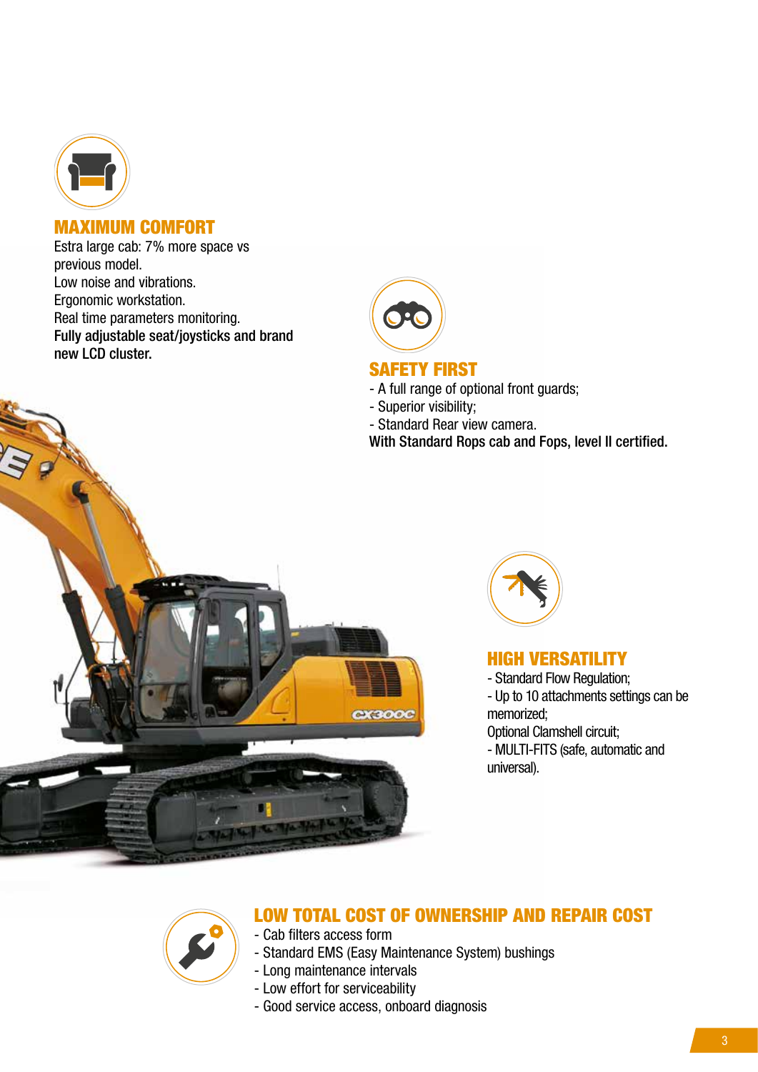## MAXIMUM COMFORT

Estra large cab: 7% more space vs previous model.
Low noise and vibrations.
Ergonomic workstation.
Real time parameters monitoring.
Fully adjustable seat/joysticks and brand new LCD cluster.

## SAFETY FIRST

- A full range of optional front guards;
- Superior visibility;
- Standard Rear view camera.

With Standard Rops cab and Fops, level II certified.

## HIGH VERSATILITY

- Standard Flow Regulation;
- Up to 10 attachments settings can be memorized;

Optional Clamshell circuit;

- MULTI-FITS (safe, automatic and universal).

## LOW TOTAL COST OF OWNERSHIP AND REPAIR COST

- Cab filters access form
- Standard EMS (Easy Maintenance System) bushings
- Long maintenance intervals
- Low effort for serviceability
- Good service access, onboard diagnosis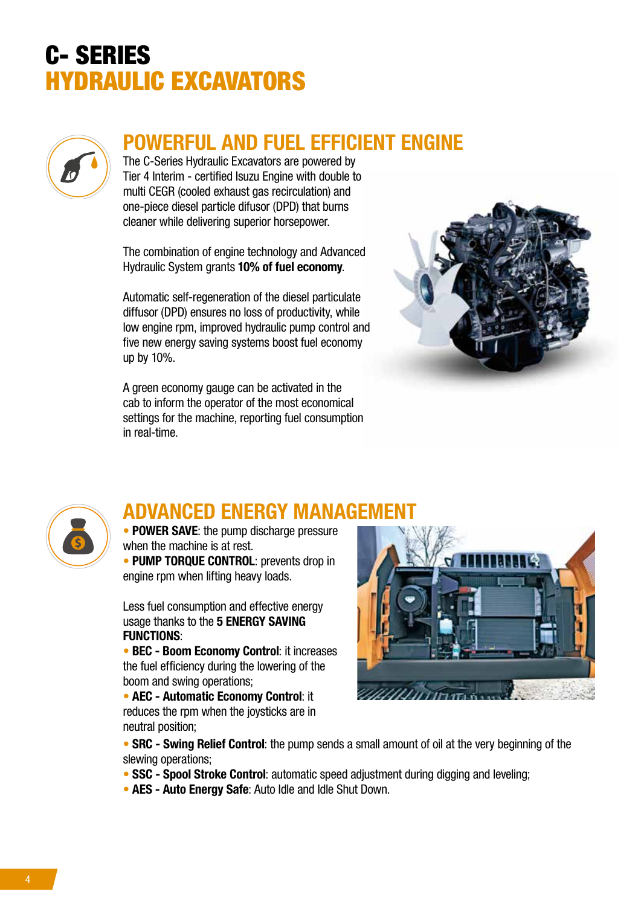# C- SERIES
# HYDRAULIC EXCAVATORS

## POWERFUL AND FUEL EFFICIENT ENGINE

The C-Series Hydraulic Excavators are powered by Tier 4 Interim - certified Isuzu Engine with double to multi CEGR (cooled exhaust gas recirculation) and one-piece diesel particle difusor (DPD) that burns cleaner while delivering superior horsepower.

The combination of engine technology and Advanced Hydraulic System grants **10% of fuel economy**.

Automatic self-regeneration of the diesel particulate diffusor (DPD) ensures no loss of productivity, while low engine rpm, improved hydraulic pump control and five new energy saving systems boost fuel economy up by 10%.

A green economy gauge can be activated in the cab to inform the operator of the most economical settings for the machine, reporting fuel consumption in real-time.

## ADVANCED ENERGY MANAGEMENT

- **POWER SAVE**: the pump discharge pressure when the machine is at rest.
- **PUMP TORQUE CONTROL**: prevents drop in engine rpm when lifting heavy loads.

Less fuel consumption and effective energy usage thanks to the **5 ENERGY SAVING FUNCTIONS**:

- **BEC - Boom Economy Control**: it increases the fuel efficiency during the lowering of the boom and swing operations;
- **AEC - Automatic Economy Control**: it reduces the rpm when the joysticks are in neutral position;
- **SRC - Swing Relief Control**: the pump sends a small amount of oil at the very beginning of the slewing operations;
- **SSC - Spool Stroke Control**: automatic speed adjustment during digging and leveling;
- **AES - Auto Energy Safe**: Auto Idle and Idle Shut Down.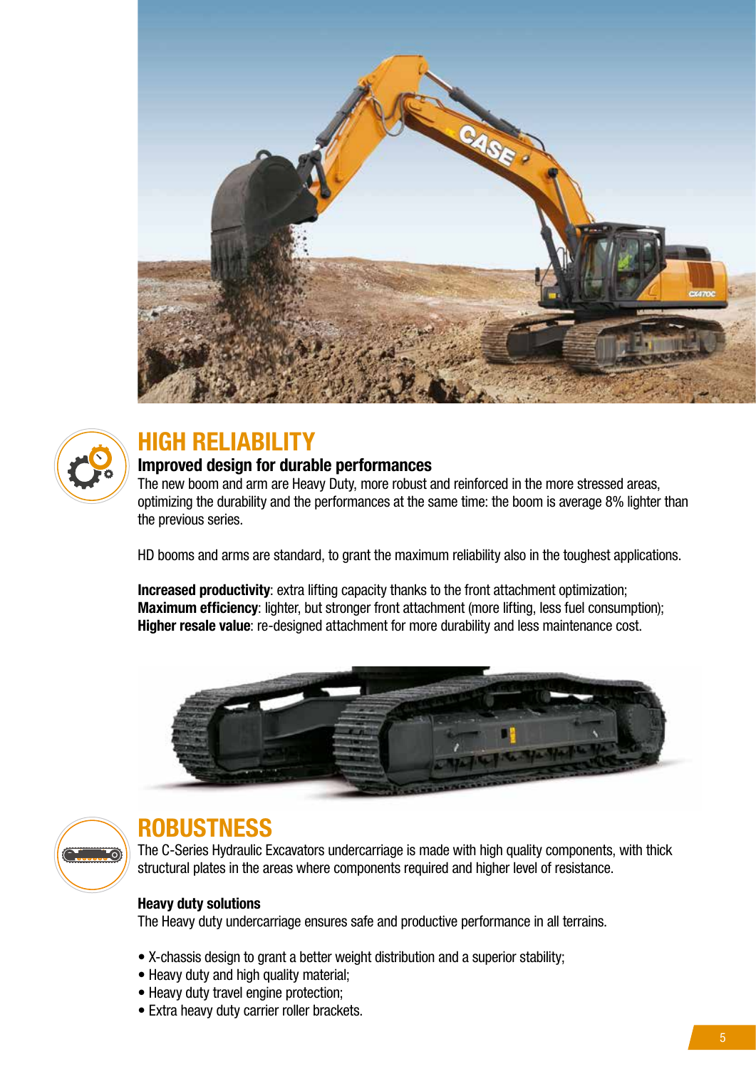## HIGH RELIABILITY

### Improved design for durable performances

The new boom and arm are Heavy Duty, more robust and reinforced in the more stressed areas, optimizing the durability and the performances at the same time: the boom is average 8% lighter than the previous series.

HD booms and arms are standard, to grant the maximum reliability also in the toughest applications.

**Increased productivity**: extra lifting capacity thanks to the front attachment optimization;
**Maximum efficiency**: lighter, but stronger front attachment (more lifting, less fuel consumption);
**Higher resale value**: re-designed attachment for more durability and less maintenance cost.

## ROBUSTNESS

The C-Series Hydraulic Excavators undercarriage is made with high quality components, with thick structural plates in the areas where components required and higher level of resistance.

**Heavy duty solutions**

The Heavy duty undercarriage ensures safe and productive performance in all terrains.

- X-chassis design to grant a better weight distribution and a superior stability;
- Heavy duty and high quality material;
- Heavy duty travel engine protection;
- Extra heavy duty carrier roller brackets.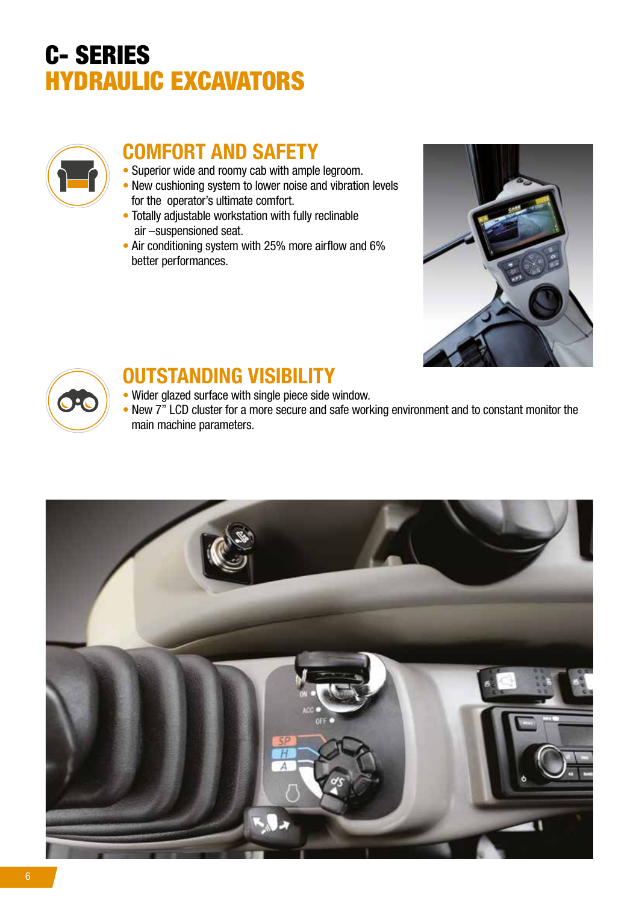# C- SERIES
# HYDRAULIC EXCAVATORS

## COMFORT AND SAFETY

- Superior wide and roomy cab with ample legroom.
- New cushioning system to lower noise and vibration levels for the operator's ultimate comfort.
- Totally adjustable workstation with fully reclinable air –suspensioned seat.
- Air conditioning system with 25% more airflow and 6% better performances.

## OUTSTANDING VISIBILITY

- Wider glazed surface with single piece side window.
- New 7" LCD cluster for a more secure and safe working environment and to constant monitor the main machine parameters.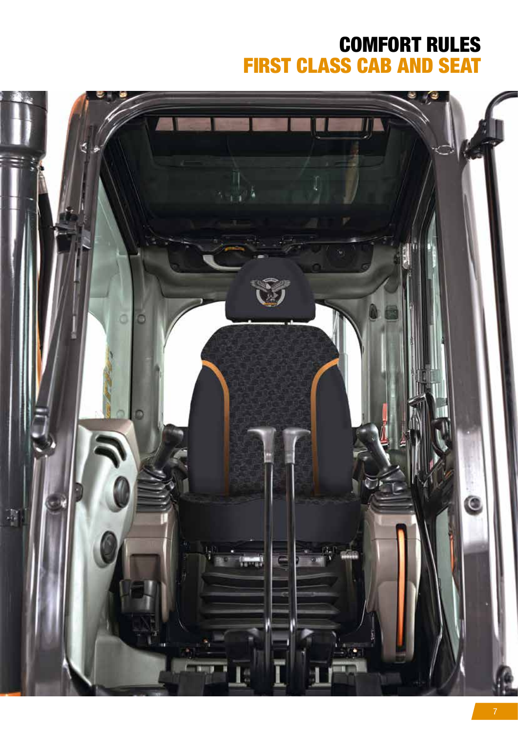# COMFORT RULES
## FIRST CLASS CAB AND SEAT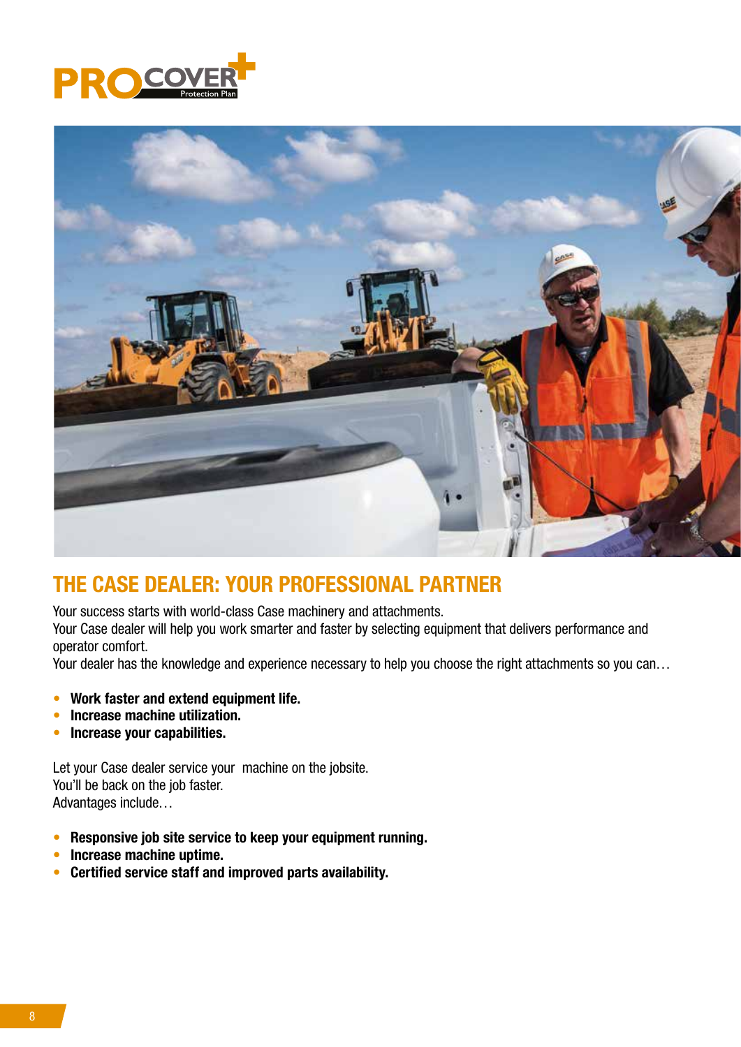## THE CASE DEALER: YOUR PROFESSIONAL PARTNER

Your success starts with world-class Case machinery and attachments.
Your Case dealer will help you work smarter and faster by selecting equipment that delivers performance and operator comfort.
Your dealer has the knowledge and experience necessary to help you choose the right attachments so you can…

- **Work faster and extend equipment life.**
- **Increase machine utilization.**
- **Increase your capabilities.**

Let your Case dealer service your machine on the jobsite.
You'll be back on the job faster.
Advantages include…

- **Responsive job site service to keep your equipment running.**
- **Increase machine uptime.**
- **Certified service staff and improved parts availability.**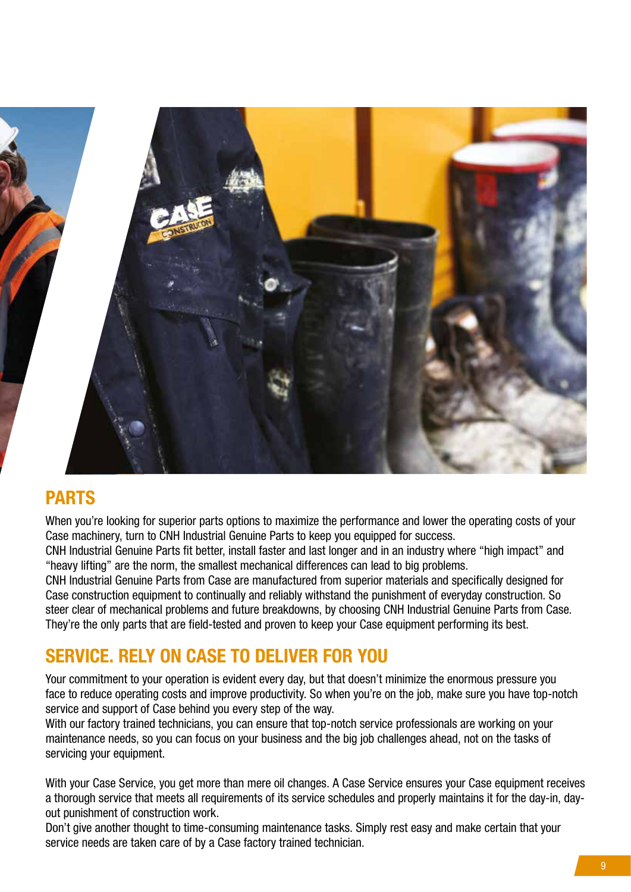## PARTS

When you're looking for superior parts options to maximize the performance and lower the operating costs of your Case machinery, turn to CNH Industrial Genuine Parts to keep you equipped for success.
CNH Industrial Genuine Parts fit better, install faster and last longer and in an industry where "high impact" and "heavy lifting" are the norm, the smallest mechanical differences can lead to big problems.
CNH Industrial Genuine Parts from Case are manufactured from superior materials and specifically designed for Case construction equipment to continually and reliably withstand the punishment of everyday construction. So steer clear of mechanical problems and future breakdowns, by choosing CNH Industrial Genuine Parts from Case. They're the only parts that are field-tested and proven to keep your Case equipment performing its best.

## SERVICE. RELY ON CASE TO DELIVER FOR YOU

Your commitment to your operation is evident every day, but that doesn't minimize the enormous pressure you face to reduce operating costs and improve productivity. So when you're on the job, make sure you have top-notch service and support of Case behind you every step of the way.
With our factory trained technicians, you can ensure that top-notch service professionals are working on your maintenance needs, so you can focus on your business and the big job challenges ahead, not on the tasks of servicing your equipment.

With your Case Service, you get more than mere oil changes. A Case Service ensures your Case equipment receives a thorough service that meets all requirements of its service schedules and properly maintains it for the day-in, day-out punishment of construction work.
Don't give another thought to time-consuming maintenance tasks. Simply rest easy and make certain that your service needs are taken care of by a Case factory trained technician.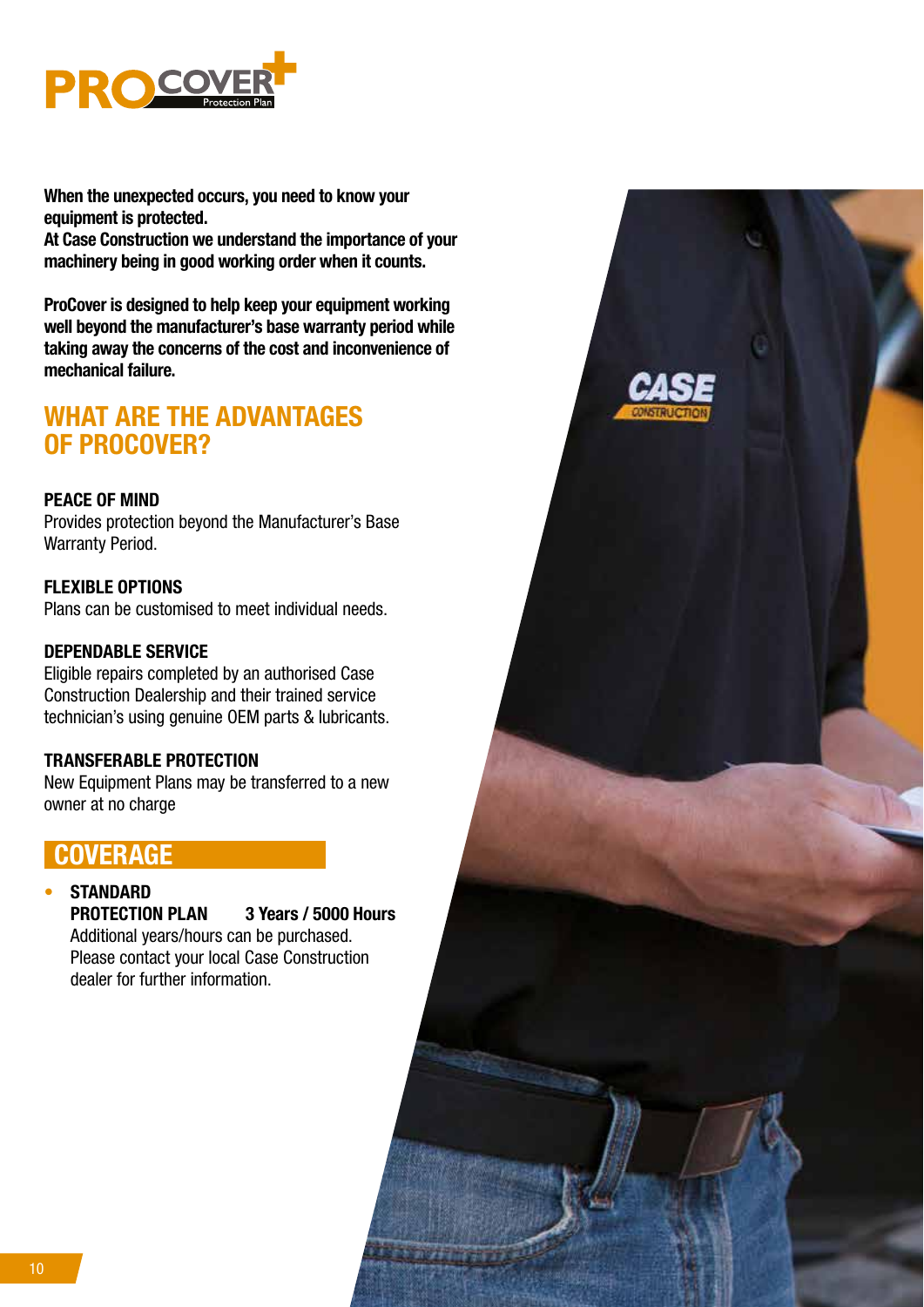# PROCOVER+ Protection Plan

**When the unexpected occurs, you need to know your equipment is protected.**
**At Case Construction we understand the importance of your machinery being in good working order when it counts.**

**ProCover is designed to help keep your equipment working well beyond the manufacturer's base warranty period while taking away the concerns of the cost and inconvenience of mechanical failure.**

## WHAT ARE THE ADVANTAGES OF PROCOVER?

**PEACE OF MIND**
Provides protection beyond the Manufacturer's Base Warranty Period.

**FLEXIBLE OPTIONS**
Plans can be customised to meet individual needs.

**DEPENDABLE SERVICE**
Eligible repairs completed by an authorised Case Construction Dealership and their trained service technician's using genuine OEM parts & lubricants.

**TRANSFERABLE PROTECTION**
New Equipment Plans may be transferred to a new owner at no charge

## COVERAGE

- **STANDARD PROTECTION PLAN** **3 Years / 5000 Hours**
  Additional years/hours can be purchased. Please contact your local Case Construction dealer for further information.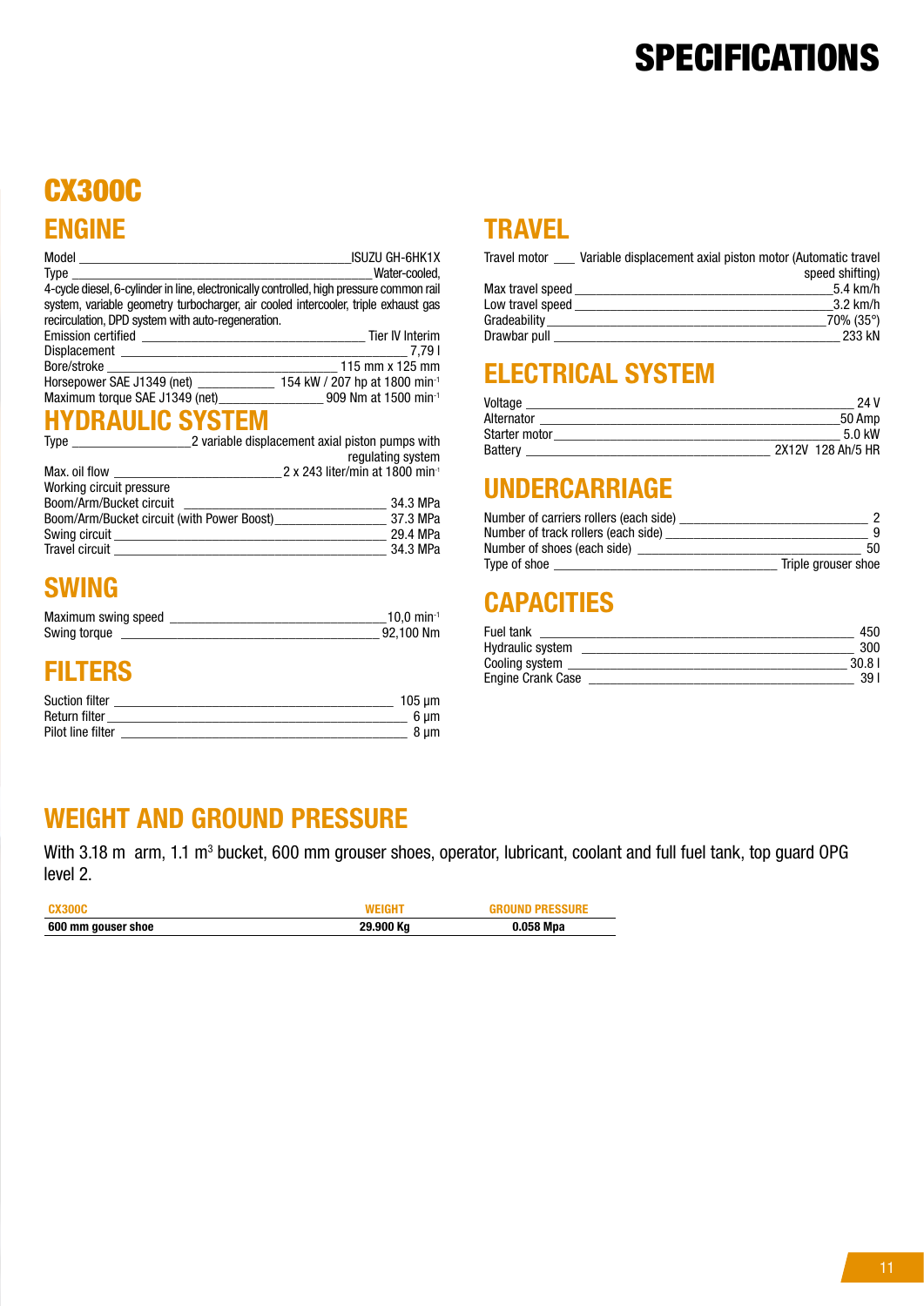# SPECIFICATIONS

## CX300C

## ENGINE

Model ISUZU GH-6HK1X
Type Water-cooled,
4-cycle diesel, 6-cylinder in line, electronically controlled, high pressure common rail system, variable geometry turbocharger, air cooled intercooler, triple exhaust gas recirculation, DPD system with auto-regeneration.
Emission certified Tier IV Interim
Displacement 7,79 l
Bore/stroke 115 mm x 125 mm
Horsepower SAE J1349 (net) 154 kW / 207 hp at 1800 min$^{-1}$
Maximum torque SAE J1349 (net) 909 Nm at 1500 min$^{-1}$

## HYDRAULIC SYSTEM

Type 2 variable displacement axial piston pumps with regulating system
Max. oil flow 2 x 243 liter/min at 1800 min$^{-1}$
Working circuit pressure
Boom/Arm/Bucket circuit 34.3 MPa
Boom/Arm/Bucket circuit (with Power Boost) 37.3 MPa
Swing circuit 29.4 MPa
Travel circuit 34.3 MPa

## SWING

Maximum swing speed 10,0 min$^{-1}$
Swing torque 92,100 Nm

## FILTERS

Suction filter 105 µm
Return filter 6 µm
Pilot line filter 8 µm

## TRAVEL

Travel motor Variable displacement axial piston motor (Automatic travel speed shifting)
Max travel speed 5.4 km/h
Low travel speed 3.2 km/h
Gradeability 70% (35°)
Drawbar pull 233 kN

## ELECTRICAL SYSTEM

Voltage 24 V
Alternator 50 Amp
Starter motor 5.0 kW
Battery 2X12V 128 Ah/5 HR

## UNDERCARRIAGE

Number of carriers rollers (each side) 2
Number of track rollers (each side) 9
Number of shoes (each side) 50
Type of shoe Triple grouser shoe

## CAPACITIES

Fuel tank 450
Hydraulic system 300
Cooling system 30.8 l
Engine Crank Case 39 l

## WEIGHT AND GROUND PRESSURE

With 3.18 m arm, 1.1 m$^3$ bucket, 600 mm grouser shoes, operator, lubricant, coolant and full fuel tank, top guard OPG level 2.

| CX300C | WEIGHT | GROUND PRESSURE |
|---|---|---|
| **600 mm gouser shoe** | **29.900 Kg** | **0.058 Mpa** |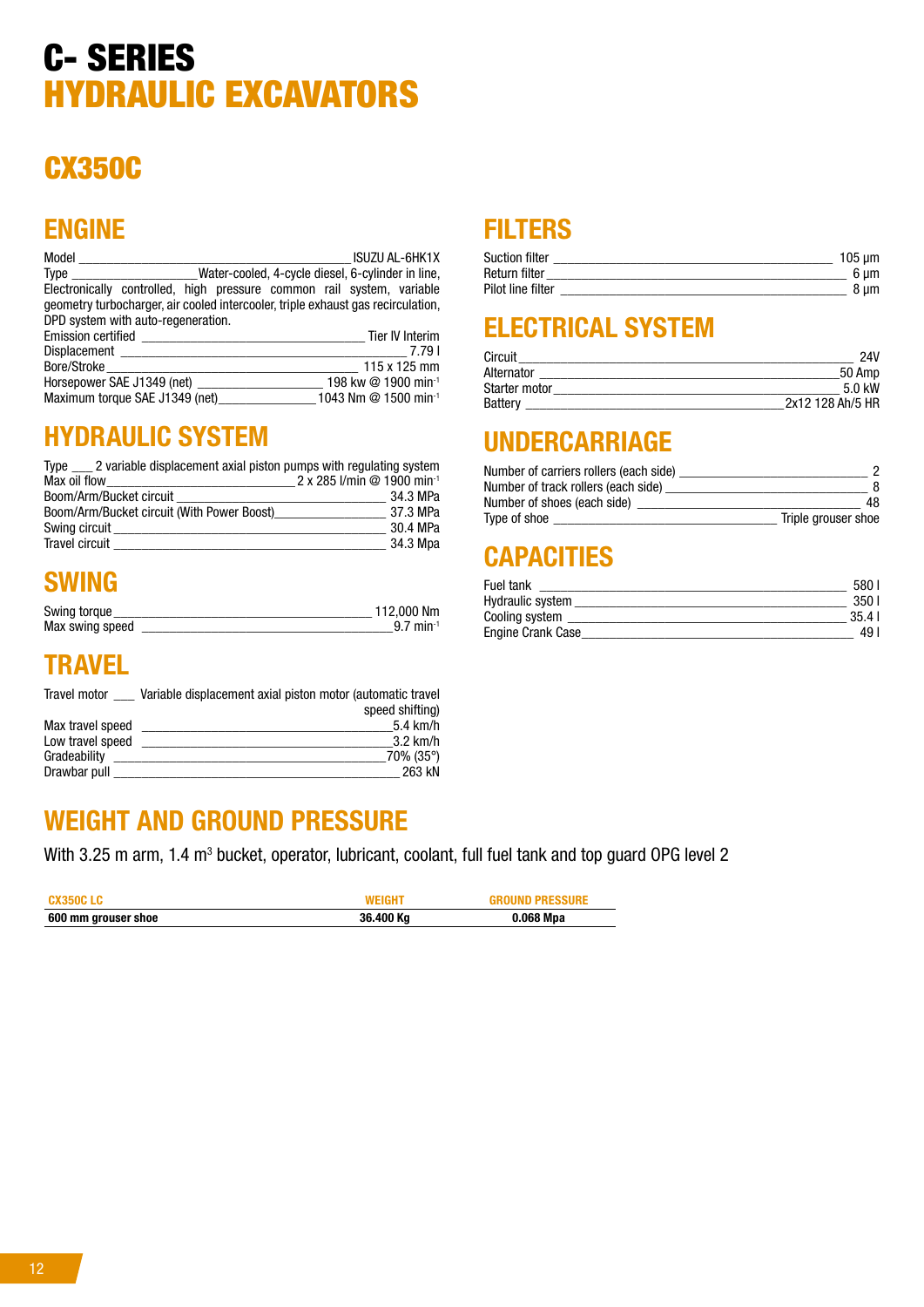# C- SERIES HYDRAULIC EXCAVATORS

## CX350C

### ENGINE

Model ______ ISUZU AL-6HK1X

Type ______ Water-cooled, 4-cycle diesel, 6-cylinder in line, Electronically controlled, high pressure common rail system, variable geometry turbocharger, air cooled intercooler, triple exhaust gas recirculation, DPD system with auto-regeneration.

Emission certified ______ Tier IV Interim

Displacement ______ 7.79 l

Bore/Stroke ______ 115 x 125 mm

Horsepower SAE J1349 (net) ______ 198 kw @ 1900 $min^{-1}$

Maximum torque SAE J1349 (net) ______ 1043 Nm @ 1500 $min^{-1}$

### HYDRAULIC SYSTEM

Type ___ 2 variable displacement axial piston pumps with regulating system

Max oil flow ______ 2 x 285 l/min @ 1900 $min^{-1}$

Boom/Arm/Bucket circuit ______ 34.3 MPa

Boom/Arm/Bucket circuit (With Power Boost) ______ 37.3 MPa

Swing circuit ______ 30.4 MPa

Travel circuit ______ 34.3 Mpa

### SWING

Swing torque ______ 112,000 Nm

Max swing speed ______ 9.7 $min^{-1}$

### TRAVEL

Travel motor ___ Variable displacement axial piston motor (automatic travel speed shifting)

Max travel speed ______ 5.4 km/h

Low travel speed ______ 3.2 km/h

Gradeability ______ 70% (35°)

Drawbar pull ______ 263 kN

### FILTERS

Suction filter ______ 105 µm

Return filter ______ 6 µm

Pilot line filter ______ 8 µm

### ELECTRICAL SYSTEM

Circuit ______ 24V

Alternator ______ 50 Amp

Starter motor ______ 5.0 kW

Battery ______ 2x12 128 Ah/5 HR

### UNDERCARRIAGE

Number of carriers rollers (each side) ______ 2

Number of track rollers (each side) ______ 8

Number of shoes (each side) ______ 48

Type of shoe ______ Triple grouser shoe

### CAPACITIES

Fuel tank ______ 580 l

Hydraulic system ______ 350 l

Cooling system ______ 35.4 l

Engine Crank Case ______ 49 l

### WEIGHT AND GROUND PRESSURE

With 3.25 m arm, 1.4 $m^3$ bucket, operator, lubricant, coolant, full fuel tank and top guard OPG level 2

| CX350C LC | WEIGHT | GROUND PRESSURE |
|---|---|---|
| **600 mm grouser shoe** | **36.400 Kg** | **0.068 Mpa** |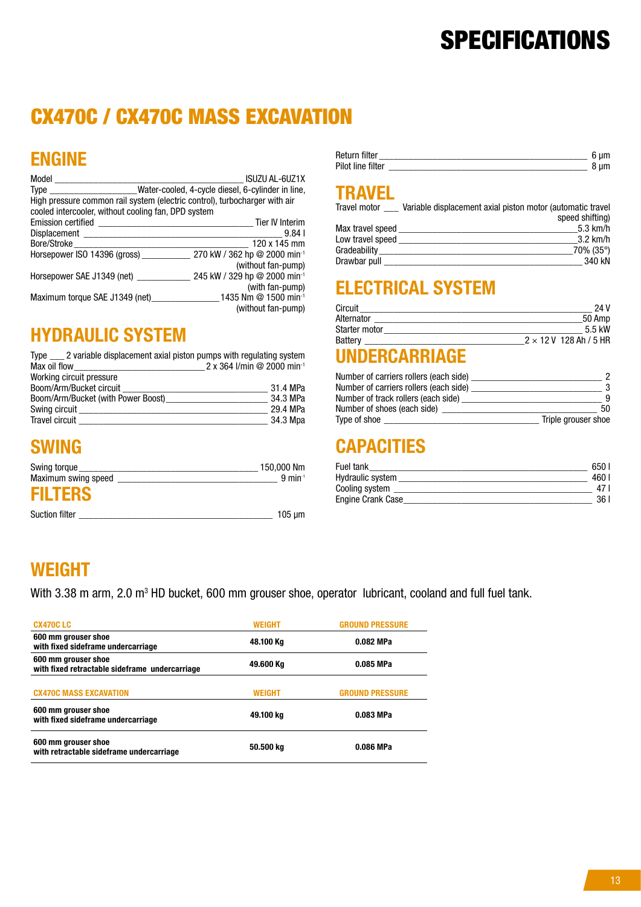# SPECIFICATIONS

## CX470C / CX470C MASS EXCAVATION

### ENGINE

| | |
|---|---|
| Model | ISUZU AL-6UZ1X |
| Type | Water-cooled, 4-cycle diesel, 6-cylinder in line, |

High pressure common rail system (electric control), turbocharger with air cooled intercooler, without cooling fan, DPD system

| | |
|---|---|
| Emission certified | Tier IV Interim |
| Displacement | 9.84 l |
| Bore/Stroke | 120 x 145 mm |
| Horsepower ISO 14396 (gross) | 270 kW / 362 hp @ 2000 min$^{-1}$ (without fan-pump) |
| Horsepower SAE J1349 (net) | 245 kW / 329 hp @ 2000 min$^{-1}$ (with fan-pump) |
| Maximum torque SAE J1349 (net) | 1435 Nm @ 1500 min$^{-1}$ (without fan-pump) |

### HYDRAULIC SYSTEM

| | |
|---|---|
| Type | 2 variable displacement axial piston pumps with regulating system |
| Max oil flow | 2 x 364 l/min @ 2000 min$^{-1}$ |
| Working circuit pressure | |
| Boom/Arm/Bucket circuit | 31.4 MPa |
| Boom/Arm/Bucket (with Power Boost) | 34.3 MPa |
| Swing circuit | 29.4 MPa |
| Travel circuit | 34.3 Mpa |

### SWING

| | |
|---|---|
| Swing torque | 150,000 Nm |
| Maximum swing speed | 9 min$^{-1}$ |

### FILTERS

| | |
|---|---|
| Suction filter | 105 µm |
| Return filter | 6 µm |
| Pilot line filter | 8 µm |

### TRAVEL

| | |
|---|---|
| Travel motor | Variable displacement axial piston motor (automatic travel speed shifting) |
| Max travel speed | 5.3 km/h |
| Low travel speed | 3.2 km/h |
| Gradeability | 70% (35°) |
| Drawbar pull | 340 kN |

### ELECTRICAL SYSTEM

| | |
|---|---|
| Circuit | 24 V |
| Alternator | 50 Amp |
| Starter motor | 5.5 kW |
| Battery | 2 × 12 V 128 Ah / 5 HR |

### UNDERCARRIAGE

| | |
|---|---|
| Number of carriers rollers (each side) | 2 |
| Number of carriers rollers (each side) | 3 |
| Number of track rollers (each side) | 9 |
| Number of shoes (each side) | 50 |
| Type of shoe | Triple grouser shoe |

### CAPACITIES

| | |
|---|---|
| Fuel tank | 650 l |
| Hydraulic system | 460 l |
| Cooling system | 47 l |
| Engine Crank Case | 36 l |

### WEIGHT

With 3.38 m arm, 2.0 m$^3$ HD bucket, 600 mm grouser shoe, operator lubricant, cooland and full fuel tank.

| CX470C LC | WEIGHT | GROUND PRESSURE |
|---|---|---|
| **600 mm grouser shoe with fixed sideframe undercarriage** | **48.100 Kg** | **0.082 MPa** |
| **600 mm grouser shoe with fixed retractable sideframe undercarriage** | **49.600 Kg** | **0.085 MPa** |

| CX470C MASS EXCAVATION | WEIGHT | GROUND PRESSURE |
|---|---|---|
| **600 mm grouser shoe with fixed sideframe undercarriage** | **49.100 kg** | **0.083 MPa** |
| **600 mm grouser shoe with retractable sideframe undercarriage** | **50.500 kg** | **0.086 MPa** |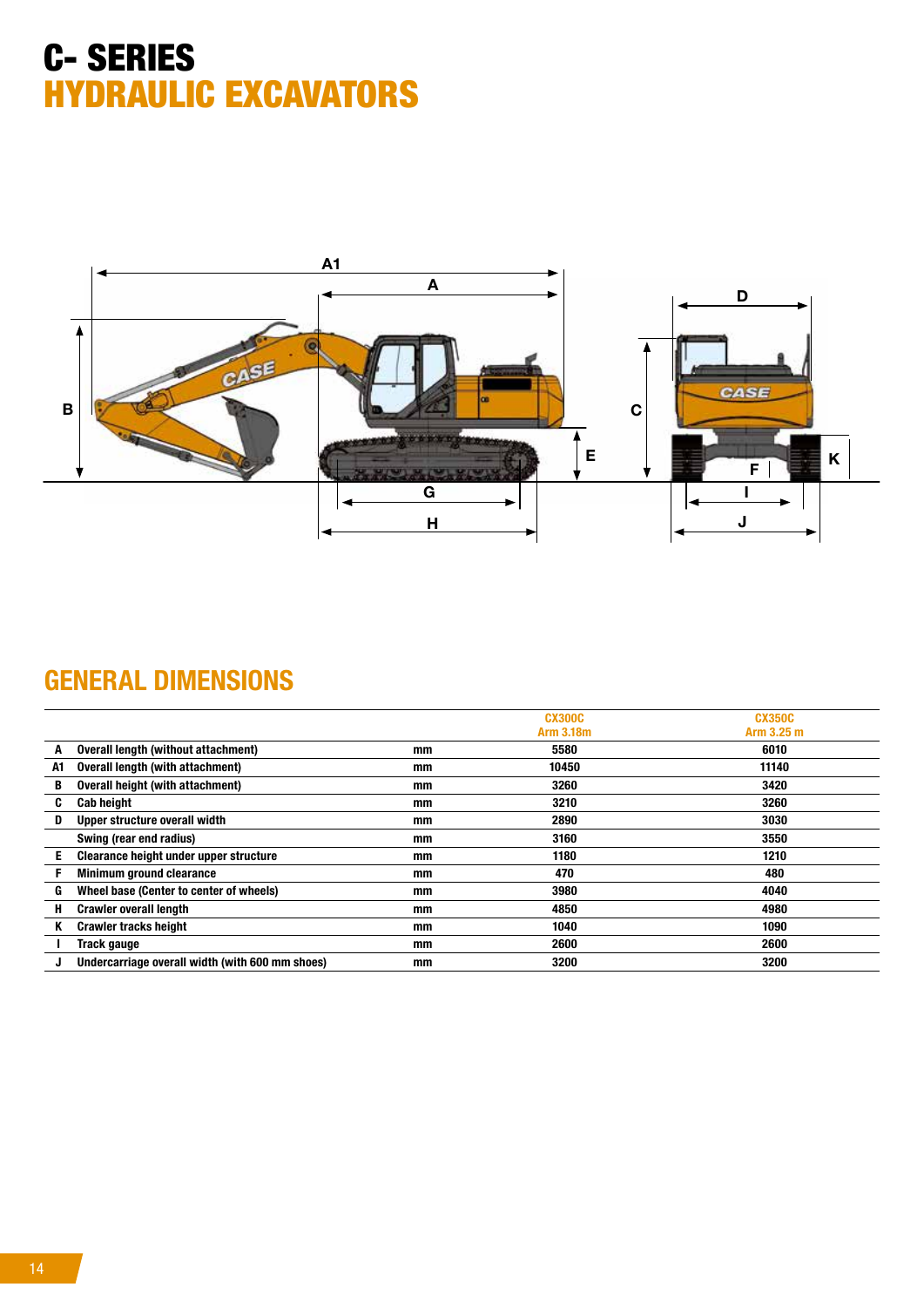# C- SERIES
# HYDRAULIC EXCAVATORS

## GENERAL DIMENSIONS

| | | | CX300C Arm 3.18m | CX350C Arm 3.25 m |
|---|---|---|---|---|
| A | Overall length (without attachment) | mm | 5580 | 6010 |
| A1 | Overall length (with attachment) | mm | 10450 | 11140 |
| B | Overall height (with attachment) | mm | 3260 | 3420 |
| C | Cab height | mm | 3210 | 3260 |
| D | Upper structure overall width | mm | 2890 | 3030 |
| | Swing (rear end radius) | mm | 3160 | 3550 |
| E | Clearance height under upper structure | mm | 1180 | 1210 |
| F | Minimum ground clearance | mm | 470 | 480 |
| G | Wheel base (Center to center of wheels) | mm | 3980 | 4040 |
| H | Crawler overall length | mm | 4850 | 4980 |
| K | Crawler tracks height | mm | 1040 | 1090 |
| I | Track gauge | mm | 2600 | 2600 |
| J | Undercarriage overall width (with 600 mm shoes) | mm | 3200 | 3200 |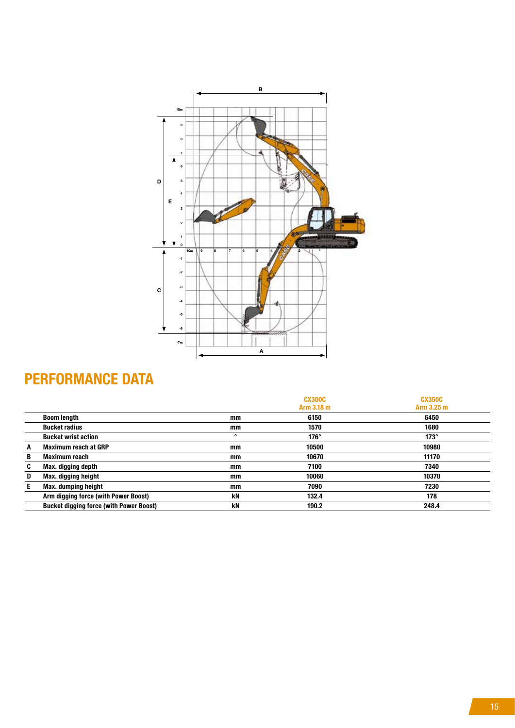## PERFORMANCE DATA

| | | | CX300C Arm 3.18 m | CX350C Arm 3.25 m |
|---|---|---|---|---|
| | Boom length | mm | 6150 | 6450 |
| | Bucket radius | mm | 1570 | 1680 |
| | Bucket wrist action | ° | 176° | 173° |
| A | Maximum reach at GRP | mm | 10500 | 10980 |
| B | Maximum reach | mm | 10670 | 11170 |
| C | Max. digging depth | mm | 7100 | 7340 |
| D | Max. digging height | mm | 10060 | 10370 |
| E | Max. dumping height | mm | 7090 | 7230 |
| | Arm digging force (with Power Boost) | kN | 132.4 | 178 |
| | Bucket digging force (with Power Boost) | kN | 190.2 | 248.4 |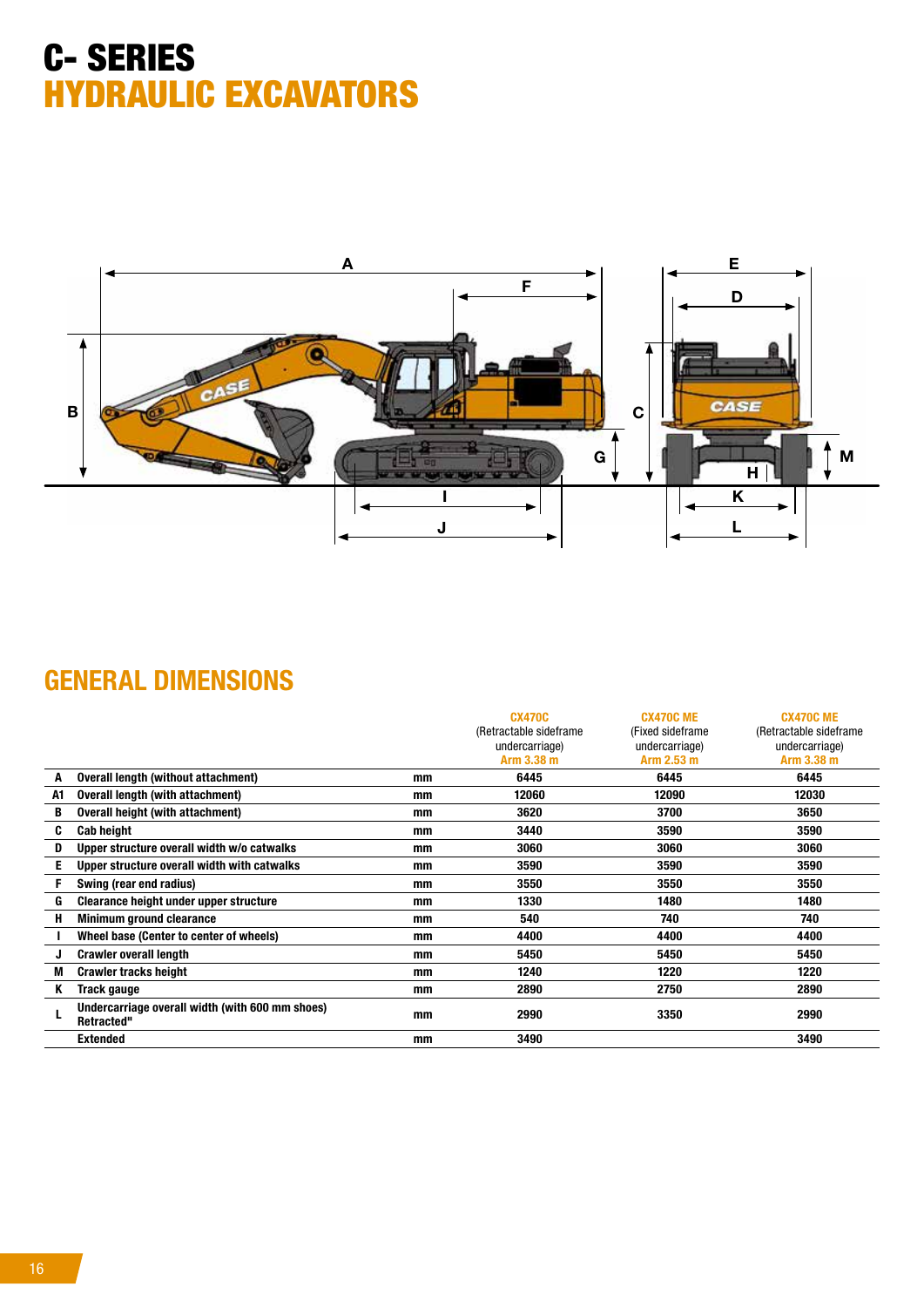# C- SERIES
# HYDRAULIC EXCAVATORS

## GENERAL DIMENSIONS

| | | | CX470C (Retractable sideframe undercarriage) Arm 3.38 m | CX470C ME (Fixed sideframe undercarriage) Arm 2.53 m | CX470C ME (Retractable sideframe undercarriage) Arm 3.38 m |
|---|---|---|---|---|---|
| A | Overall length (without attachment) | mm | 6445 | 6445 | 6445 |
| A1 | Overall length (with attachment) | mm | 12060 | 12090 | 12030 |
| B | Overall height (with attachment) | mm | 3620 | 3700 | 3650 |
| C | Cab height | mm | 3440 | 3590 | 3590 |
| D | Upper structure overall width w/o catwalks | mm | 3060 | 3060 | 3060 |
| E | Upper structure overall width with catwalks | mm | 3590 | 3590 | 3590 |
| F | Swing (rear end radius) | mm | 3550 | 3550 | 3550 |
| G | Clearance height under upper structure | mm | 1330 | 1480 | 1480 |
| H | Minimum ground clearance | mm | 540 | 740 | 740 |
| I | Wheel base (Center to center of wheels) | mm | 4400 | 4400 | 4400 |
| J | Crawler overall length | mm | 5450 | 5450 | 5450 |
| M | Crawler tracks height | mm | 1240 | 1220 | 1220 |
| K | Track gauge | mm | 2890 | 2750 | 2890 |
| L | Undercarriage overall width (with 600 mm shoes) Retracted" | mm | 2990 | 3350 | 2990 |
| | Extended | mm | 3490 | | 3490 |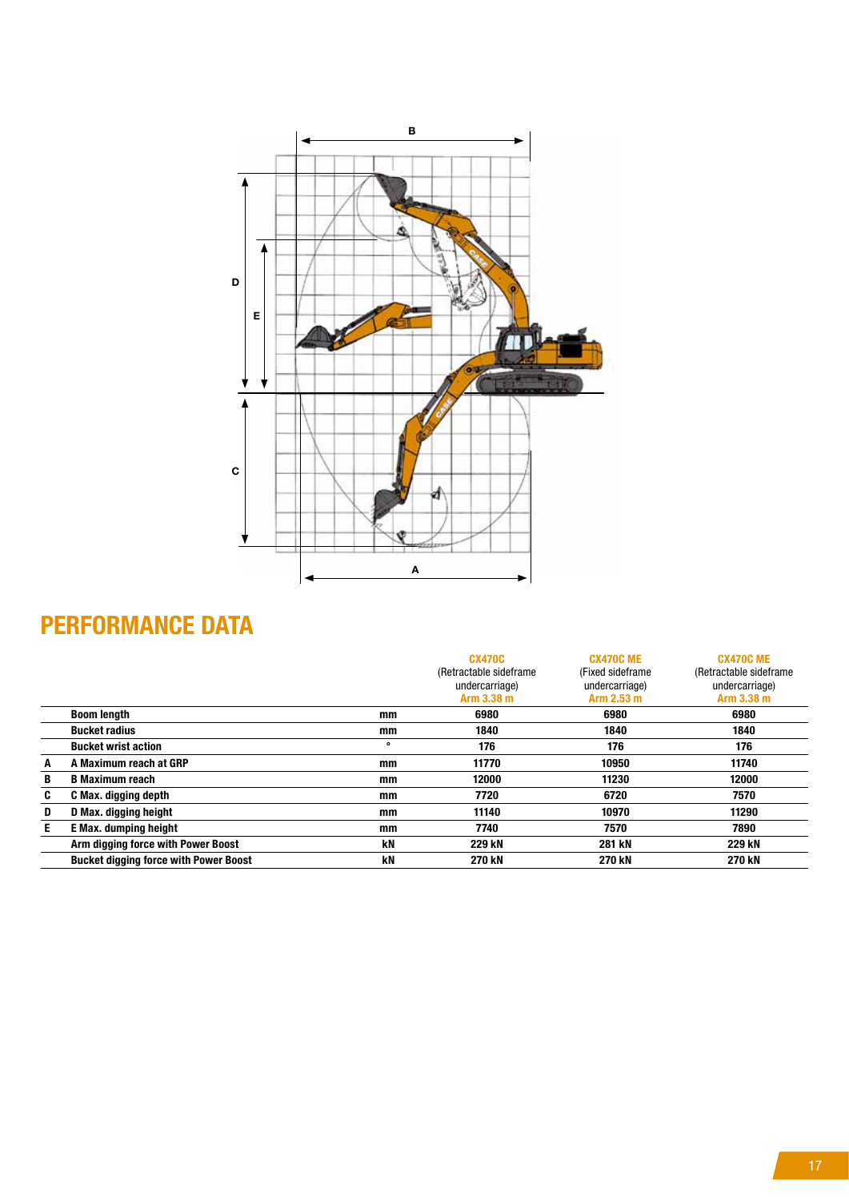## PERFORMANCE DATA

| | | | CX470C (Retractable sideframe undercarriage) Arm 3.38 m | CX470C ME (Fixed sideframe undercarriage) Arm 2.53 m | CX470C ME (Retractable sideframe undercarriage) Arm 3.38 m |
|---|---|---|---|---|---|
| | Boom length | mm | 6980 | 6980 | 6980 |
| | Bucket radius | mm | 1840 | 1840 | 1840 |
| | Bucket wrist action | ° | 176 | 176 | 176 |
| A | A Maximum reach at GRP | mm | 11770 | 10950 | 11740 |
| B | B Maximum reach | mm | 12000 | 11230 | 12000 |
| C | C Max. digging depth | mm | 7720 | 6720 | 7570 |
| D | D Max. digging height | mm | 11140 | 10970 | 11290 |
| E | E Max. dumping height | mm | 7740 | 7570 | 7890 |
| | Arm digging force with Power Boost | kN | 229 kN | 281 kN | 229 kN |
| | Bucket digging force with Power Boost | kN | 270 kN | 270 kN | 270 kN |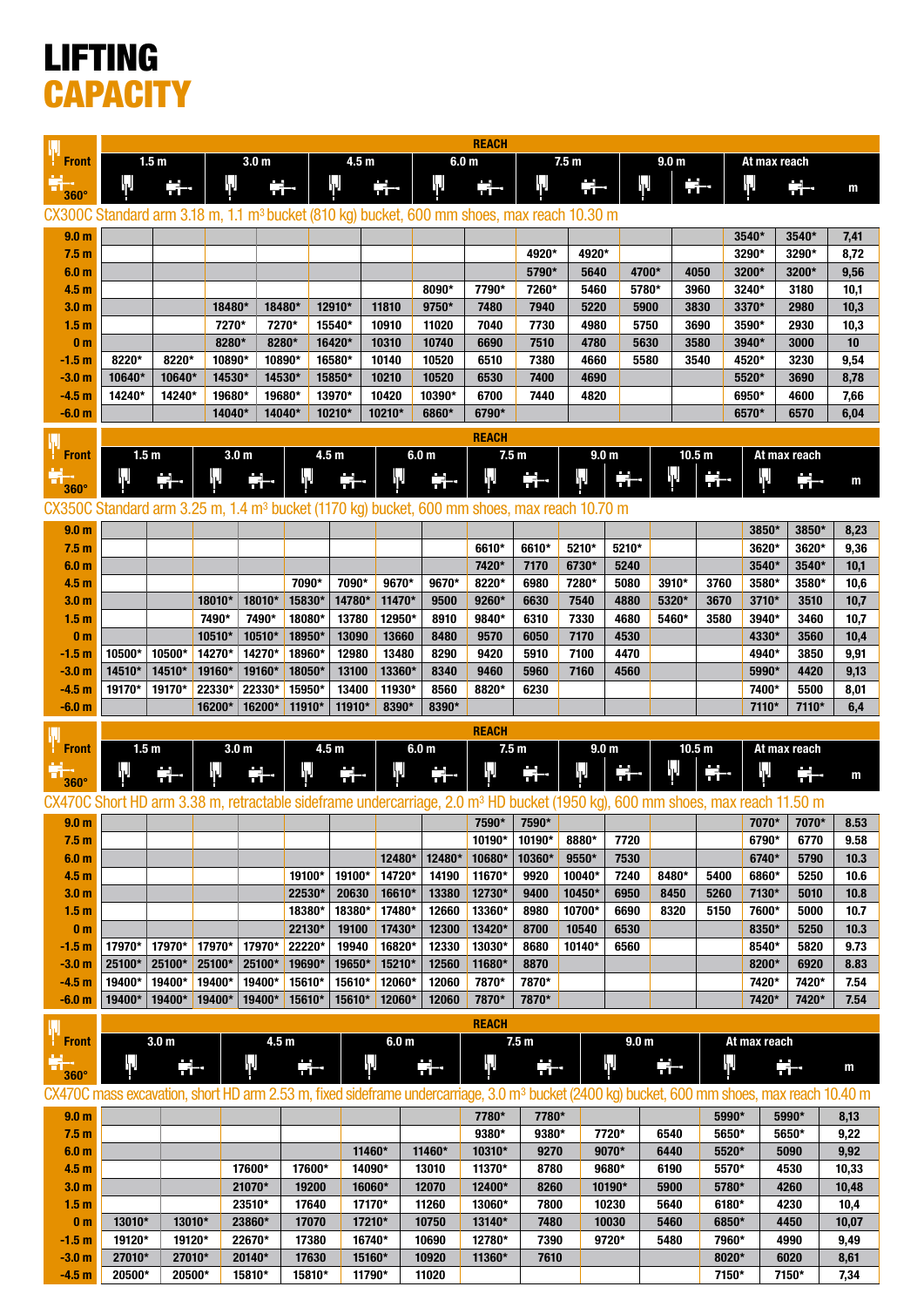# LIFTING CAPACITY

**CX300C Standard arm 3.18 m, 1.1 m³ bucket (810 kg) bucket, 600 mm shoes, max reach 10.30 m**

| | REACH | | | | | | | | | | | | | | |
|---|---|---|---|---|---|---|---|---|---|---|---|---|---|---|---|
| | 1.5 m | | 3.0 m | | 4.5 m | | 6.0 m | | 7.5 m | | 9.0 m | | At max reach | | |
| Front / 360° | Front | 360° | Front | 360° | Front | 360° | Front | 360° | Front | 360° | Front | 360° | Front | 360° | m |
| 9.0 m | | | | | | | | | | | | | 3540* | 3540* | 7,41 |
| 7.5 m | | | | | | | | | 4920* | 4920* | | | 3290* | 3290* | 8,72 |
| 6.0 m | | | | | | | | | 5790* | 5640 | 4700* | 4050 | 3200* | 3200* | 9,56 |
| 4.5 m | | | | | | | 8090* | 7790* | 7260* | 5460 | 5780* | 3960 | 3240* | 3180 | 10,1 |
| 3.0 m | | | 18480* | 18480* | 12910* | 11810 | 9750* | 7480 | 7940 | 5220 | 5900 | 3830 | 3370* | 2980 | 10,3 |
| 1.5 m | | | 7270* | 7270* | 15540* | 10910 | 11020 | 7040 | 7730 | 4980 | 5750 | 3690 | 3590* | 2930 | 10,3 |
| 0 m | | | 8280* | 8280* | 16420* | 10310 | 10740 | 6690 | 7510 | 4780 | 5630 | 3580 | 3940* | 3000 | 10 |
| -1.5 m | 8220* | 8220* | 10890* | 10890* | 16580* | 10140 | 10520 | 6510 | 7380 | 4660 | 5580 | 3540 | 4520* | 3230 | 9,54 |
| -3.0 m | 10640* | 10640* | 14530* | 14530* | 15850* | 10210 | 10520 | 6530 | 7400 | 4690 | | | 5520* | 3690 | 8,78 |
| -4.5 m | 14240* | 14240* | 19680* | 19680* | 13970* | 10420 | 10390* | 6700 | 7440 | 4820 | | | 6950* | 4600 | 7,66 |
| -6.0 m | | | 14040* | 14040* | 10210* | 10210* | 6860* | 6790* | | | | | 6570* | 6570 | 6,04 |

**CX350C Standard arm 3.25 m, 1.4 m³ bucket (1170 kg) bucket, 600 mm shoes, max reach 10.70 m**

| | REACH | | | | | | | | | | | | | | | | | |
|---|---|---|---|---|---|---|---|---|---|---|---|---|---|---|---|---|---|---|
| | 1.5 m | | 3.0 m | | 4.5 m | | 6.0 m | | 7.5 m | | 9.0 m | | 10.5 m | | At max reach | | |
| Front / 360° | Front | 360° | Front | 360° | Front | 360° | Front | 360° | Front | 360° | Front | 360° | Front | 360° | Front | 360° | m |
| 9.0 m | | | | | | | | | | | | | | | 3850* | 3850* | 8,23 |
| 7.5 m | | | | | | | | | 6610* | 6610* | 5210* | 5210* | | | 3620* | 3620* | 9,36 |
| 6.0 m | | | | | | | | | 7420* | 7170 | 6730* | 5240 | | | 3540* | 3540* | 10,1 |
| 4.5 m | | | | | 7090* | 7090* | 9670* | 9670* | 8220* | 6980 | 7280* | 5080 | 3910* | 3760 | 3580* | 3580* | 10,6 |
| 3.0 m | | | 18010* | 18010* | 15830* | 14780* | 11470* | 9500 | 9260* | 6630 | 7540 | 4880 | 5320* | 3670 | 3710* | 3510 | 10,7 |
| 1.5 m | | | 7490* | 7490* | 18080* | 13780 | 12950* | 8910 | 9840* | 6310 | 7330 | 4680 | 5460* | 3580 | 3940* | 3460 | 10,7 |
| 0 m | | | 10510* | 10510* | 18950* | 13090 | 13660 | 8480 | 9570 | 6050 | 7170 | 4530 | | | 4330* | 3560 | 10,4 |
| -1.5 m | 10500* | 10500* | 14270* | 14270* | 18960* | 12980 | 13480 | 8290 | 9420 | 5910 | 7100 | 4470 | | | 4940* | 3850 | 9,91 |
| -3.0 m | 14510* | 14510* | 19160* | 19160* | 18050* | 13100 | 13360* | 8340 | 9460 | 5960 | 7160 | 4560 | | | 5990* | 4420 | 9,13 |
| -4.5 m | 19170* | 19170* | 22330* | 22330* | 15950* | 13400 | 11930* | 8560 | 8820* | 6230 | | | | | 7400* | 5500 | 8,01 |
| -6.0 m | | | 16200* | 16200* | 11910* | 11910* | 8390* | 8390* | | | | | | | 7110* | 7110* | 6,4 |

**CX470C Short HD arm 3.38 m, retractable sideframe undercarriage, 2.0 m³ HD bucket (1950 kg), 600 mm shoes, max reach 11.50 m**

| | REACH | | | | | | | | | | | | | | | | | |
|---|---|---|---|---|---|---|---|---|---|---|---|---|---|---|---|---|---|---|
| | 1.5 m | | 3.0 m | | 4.5 m | | 6.0 m | | 7.5 m | | 9.0 m | | 10.5 m | | At max reach | | |
| Front / 360° | Front | 360° | Front | 360° | Front | 360° | Front | 360° | Front | 360° | Front | 360° | Front | 360° | Front | 360° | m |
| 9.0 m | | | | | | | | | 7590* | 7590* | | | | | 7070* | 7070* | 8.53 |
| 7.5 m | | | | | | | | | 10190* | 10190* | 8880* | 7720 | | | 6790* | 6770 | 9.58 |
| 6.0 m | | | | | | | 12480* | 12480* | 10680* | 10360* | 9550* | 7530 | | | 6740* | 5790 | 10.3 |
| 4.5 m | | | | | 19100* | 19100* | 14720* | 14190 | 11670* | 9920 | 10040* | 7240 | 8480* | 5400 | 6860* | 5250 | 10.6 |
| 3.0 m | | | | | 22530* | 20630 | 16610* | 13380 | 12730* | 9400 | 10450* | 6950 | 8450 | 5260 | 7130* | 5010 | 10.8 |
| 1.5 m | | | | | 18380* | 18380* | 17480* | 12660 | 13360* | 8980 | 10700* | 6690 | 8320 | 5150 | 7600* | 5000 | 10.7 |
| 0 m | | | | | 22130* | 19100 | 17430* | 12300 | 13420* | 8700 | 10540 | 6530 | | | 8350* | 5250 | 10.3 |
| -1.5 m | 17970* | 17970* | 17970* | 17970* | 22220* | 19940 | 16820* | 12330 | 13030* | 8680 | 10140* | 6560 | | | 8540* | 5820 | 9.73 |
| -3.0 m | 25100* | 25100* | 25100* | 25100* | 19690* | 19650* | 15210* | 12560 | 11680* | 8870 | | | | | 8200* | 6920 | 8.83 |
| -4.5 m | 19400* | 19400* | 19400* | 19400* | 15610* | 15610* | 12060* | 12060 | 7870* | 7870* | | | | | 7420* | 7420* | 7.54 |
| -6.0 m | 19400* | 19400* | 19400* | 19400* | 15610* | 15610* | 12060* | 12060 | 7870* | 7870* | | | | | 7420* | 7420* | 7.54 |

**CX470C mass excavation, short HD arm 2.53 m, fixed sideframe undercarriage, 3.0 m³ bucket (2400 kg) bucket, 600 mm shoes, max reach 10.40 m**

| | REACH | | | | | | | | | | | | |
|---|---|---|---|---|---|---|---|---|---|---|---|---|---|
| | 3.0 m | | 4.5 m | | 6.0 m | | 7.5 m | | 9.0 m | | At max reach | | |
| Front / 360° | Front | 360° | Front | 360° | Front | 360° | Front | 360° | Front | 360° | Front | 360° | m |
| 9.0 m | | | | | | | 7780* | 7780* | | | 5990* | 5990* | 8,13 |
| 7.5 m | | | | | | | 9380* | 9380* | 7720* | 6540 | 5650* | 5650* | 9,22 |
| 6.0 m | | | | | 11460* | 11460* | 10310* | 9270 | 9070* | 6440 | 5520* | 5090 | 9,92 |
| 4.5 m | | | 17600* | 17600* | 14090* | 13010 | 11370* | 8780 | 9680* | 6190 | 5570* | 4530 | 10,33 |
| 3.0 m | | | 21070* | 19200 | 16060* | 12070 | 12400* | 8260 | 10190* | 5900 | 5780* | 4260 | 10,48 |
| 1.5 m | | | 23510* | 17640 | 17170* | 11260 | 13060* | 7800 | 10230 | 5640 | 6180* | 4230 | 10,4 |
| 0 m | 13010* | 13010* | 23860* | 17070 | 17210* | 10750 | 13140* | 7480 | 10030 | 5460 | 6850* | 4450 | 10,07 |
| -1.5 m | 19120* | 19120* | 22670* | 17380 | 16740* | 10690 | 12780* | 7390 | 9720* | 5480 | 7960* | 4990 | 9,49 |
| -3.0 m | 27010* | 27010* | 20140* | 17630 | 15160* | 10920 | 11360* | 7610 | | | 8020* | 6020 | 8,61 |
| -4.5 m | 20500* | 20500* | 15810* | 15810* | 11790* | 11020 | | | | | 7150* | 7150* | 7,34 |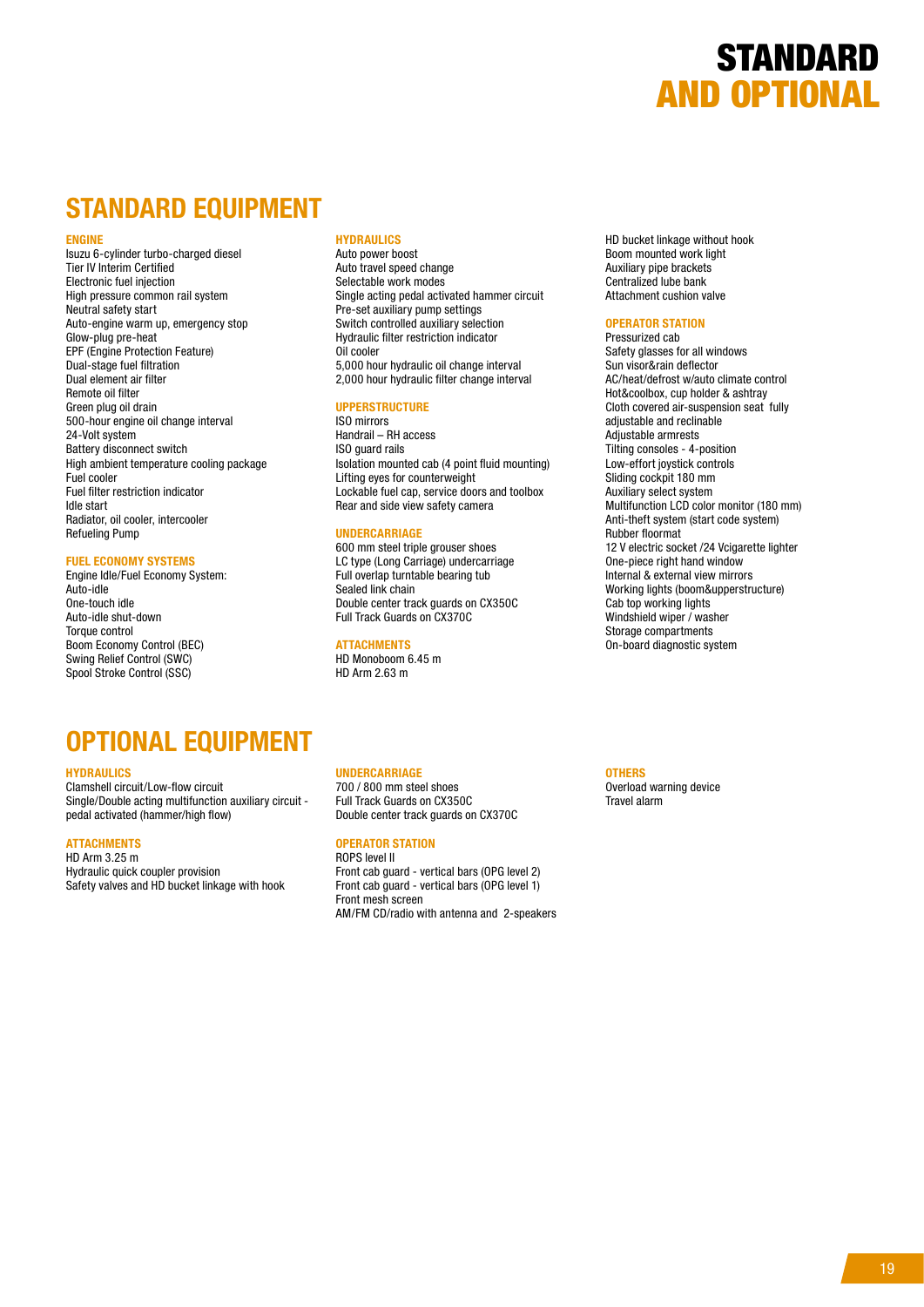# STANDARD AND OPTIONAL

## STANDARD EQUIPMENT

### ENGINE

Isuzu 6-cylinder turbo-charged diesel
Tier IV Interim Certified
Electronic fuel injection
High pressure common rail system
Neutral safety start
Auto-engine warm up, emergency stop
Glow-plug pre-heat
EPF (Engine Protection Feature)
Dual-stage fuel filtration
Dual element air filter
Remote oil filter
Green plug oil drain
500-hour engine oil change interval
24-Volt system
Battery disconnect switch
High ambient temperature cooling package
Fuel cooler
Fuel filter restriction indicator
Idle start
Radiator, oil cooler, intercooler
Refueling Pump

### FUEL ECONOMY SYSTEMS

Engine Idle/Fuel Economy System:
Auto-idle
One-touch idle
Auto-idle shut-down
Torque control
Boom Economy Control (BEC)
Swing Relief Control (SWC)
Spool Stroke Control (SSC)

### HYDRAULICS

Auto power boost
Auto travel speed change
Selectable work modes
Single acting pedal activated hammer circuit
Pre-set auxiliary pump settings
Switch controlled auxiliary selection
Hydraulic filter restriction indicator
Oil cooler
5,000 hour hydraulic oil change interval
2,000 hour hydraulic filter change interval

### UPPERSTRUCTURE

ISO mirrors
Handrail – RH access
ISO guard rails
Isolation mounted cab (4 point fluid mounting)
Lifting eyes for counterweight
Lockable fuel cap, service doors and toolbox
Rear and side view safety camera

### UNDERCARRIAGE

600 mm steel triple grouser shoes
LC type (Long Carriage) undercarriage
Full overlap turntable bearing tub
Sealed link chain
Double center track guards on CX350C
Full Track Guards on CX370C

### ATTACHMENTS

HD Monoboom 6.45 m
HD Arm 2.63 m
HD bucket linkage without hook
Boom mounted work light
Auxiliary pipe brackets
Centralized lube bank
Attachment cushion valve

### OPERATOR STATION

Pressurized cab
Safety glasses for all windows
Sun visor&rain deflector
AC/heat/defrost w/auto climate control
Hot&coolbox, cup holder & ashtray
Cloth covered air-suspension seat fully adjustable and reclinable
Adjustable armrests
Tilting consoles - 4-position
Low-effort joystick controls
Sliding cockpit 180 mm
Auxiliary select system
Multifunction LCD color monitor (180 mm)
Anti-theft system (start code system)
Rubber floormat
12 V electric socket /24 Vcigarette lighter
One-piece right hand window
Internal & external view mirrors
Working lights (boom&upperstructure)
Cab top working lights
Windshield wiper / washer
Storage compartments
On-board diagnostic system

## OPTIONAL EQUIPMENT

### HYDRAULICS

Clamshell circuit/Low-flow circuit
Single/Double acting multifunction auxiliary circuit - pedal activated (hammer/high flow)

### ATTACHMENTS

HD Arm 3.25 m
Hydraulic quick coupler provision
Safety valves and HD bucket linkage with hook

### UNDERCARRIAGE

700 / 800 mm steel shoes
Full Track Guards on CX350C
Double center track guards on CX370C

### OPERATOR STATION

ROPS level II
Front cab guard - vertical bars (OPG level 2)
Front cab guard - vertical bars (OPG level 1)
Front mesh screen
AM/FM CD/radio with antenna and 2-speakers

### OTHERS

Overload warning device
Travel alarm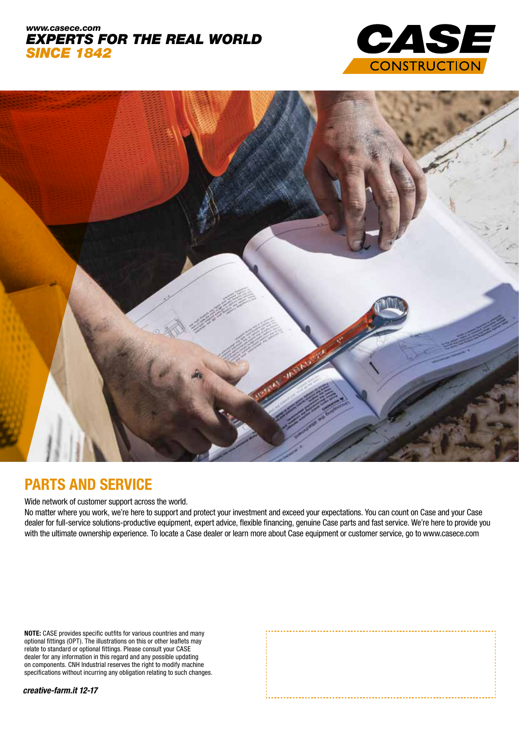*www.casece.com*
***EXPERTS FOR THE REAL WORLD***
***SINCE 1842***

**CASE**
CONSTRUCTION

## PARTS AND SERVICE

Wide network of customer support across the world.
No matter where you work, we're here to support and protect your investment and exceed your expectations. You can count on Case and your Case dealer for full-service solutions-productive equipment, expert advice, flexible financing, genuine Case parts and fast service. We're here to provide you with the ultimate ownership experience. To locate a Case dealer or learn more about Case equipment or customer service, go to www.casece.com

**NOTE:** CASE provides specific outfits for various countries and many optional fittings (OPT). The illustrations on this or other leaflets may relate to standard or optional fittings. Please consult your CASE dealer for any information in this regard and any possible updating on components. CNH Industrial reserves the right to modify machine specifications without incurring any obligation relating to such changes.

***creative-farm.it 12-17***